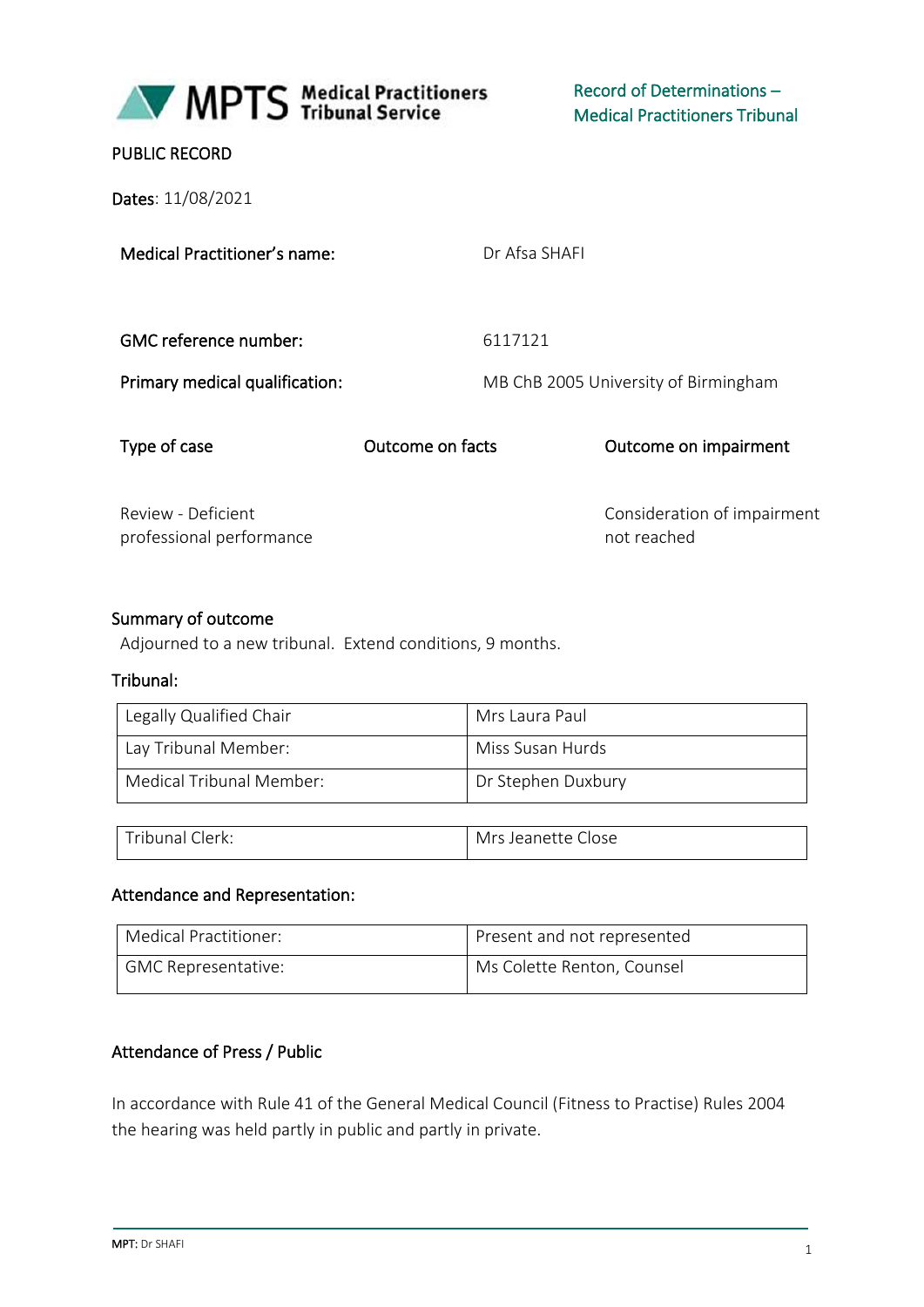MPTS Medical Practitioners Tribunal Service

Record of Determinations – Medical Practitioners Tribunal

PUBLIC RECORD

**Dates**: 11/08/2021

| | |
|---|---|
| **Medical Practitioner's name:** | Dr Afsa SHAFI |
| **GMC reference number:** | 6117121 |
| **Primary medical qualification:** | MB ChB 2005 University of Birmingham |

| Type of case | Outcome on facts | Outcome on impairment |
|---|---|---|
| Review - Deficient professional performance | | Consideration of impairment not reached |

## Summary of outcome

Adjourned to a new tribunal. Extend conditions, 9 months.

## Tribunal:

| | |
|---|---|
| Legally Qualified Chair | Mrs Laura Paul |
| Lay Tribunal Member: | Miss Susan Hurds |
| Medical Tribunal Member: | Dr Stephen Duxbury |

| | |
|---|---|
| Tribunal Clerk: | Mrs Jeanette Close |

## Attendance and Representation:

| | |
|---|---|
| Medical Practitioner: | Present and not represented |
| GMC Representative: | Ms Colette Renton, Counsel |

## Attendance of Press / Public

In accordance with Rule 41 of the General Medical Council (Fitness to Practise) Rules 2004 the hearing was held partly in public and partly in private.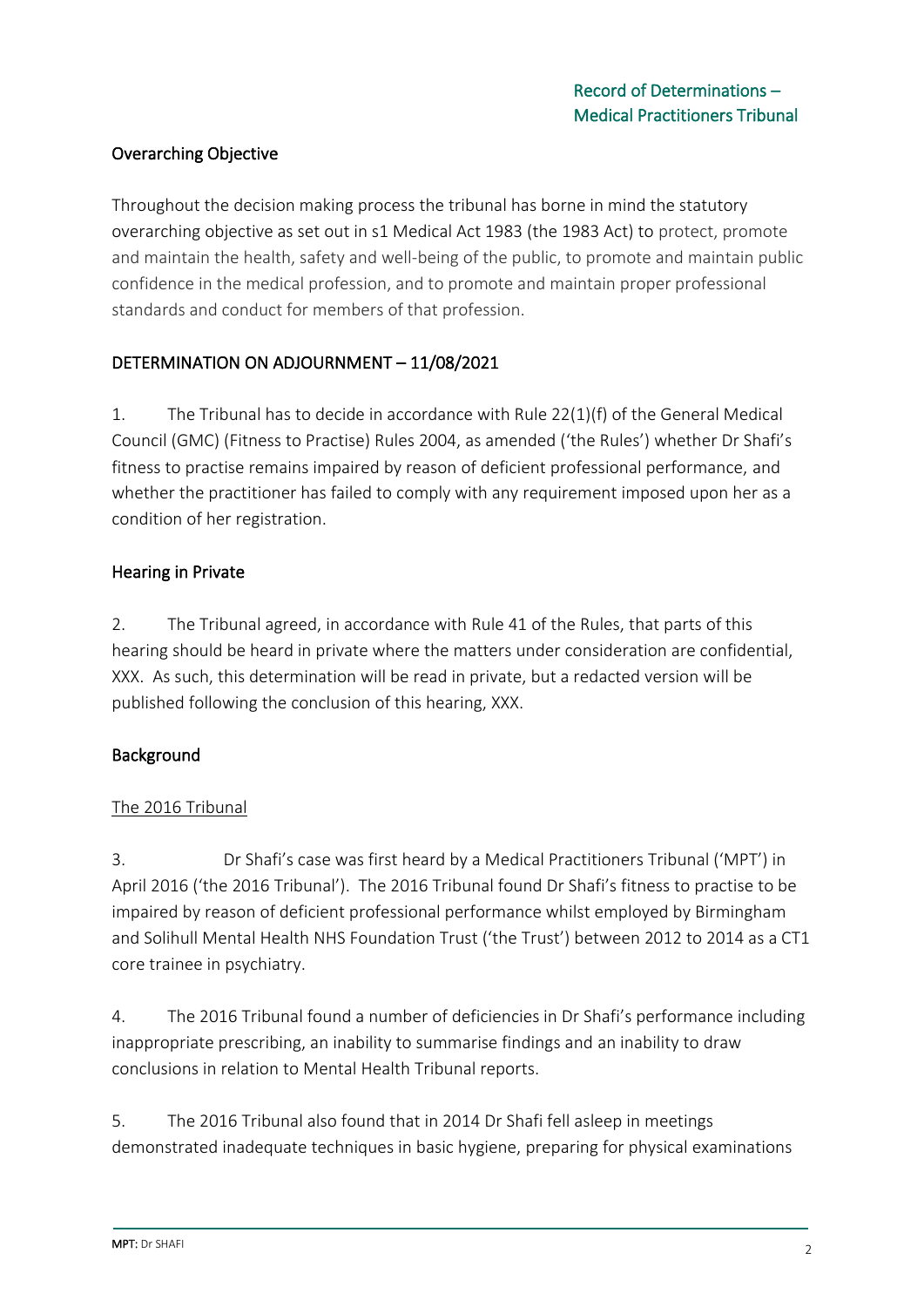## Overarching Objective

Throughout the decision making process the tribunal has borne in mind the statutory overarching objective as set out in s1 Medical Act 1983 (the 1983 Act) to protect, promote and maintain the health, safety and well-being of the public, to promote and maintain public confidence in the medical profession, and to promote and maintain proper professional standards and conduct for members of that profession.

## DETERMINATION ON ADJOURNMENT – 11/08/2021

1. The Tribunal has to decide in accordance with Rule 22(1)(f) of the General Medical Council (GMC) (Fitness to Practise) Rules 2004, as amended ('the Rules') whether Dr Shafi's fitness to practise remains impaired by reason of deficient professional performance, and whether the practitioner has failed to comply with any requirement imposed upon her as a condition of her registration.

### Hearing in Private

2. The Tribunal agreed, in accordance with Rule 41 of the Rules, that parts of this hearing should be heard in private where the matters under consideration are confidential, XXX. As such, this determination will be read in private, but a redacted version will be published following the conclusion of this hearing, XXX.

### Background

#### The 2016 Tribunal

3. Dr Shafi's case was first heard by a Medical Practitioners Tribunal ('MPT') in April 2016 ('the 2016 Tribunal'). The 2016 Tribunal found Dr Shafi's fitness to practise to be impaired by reason of deficient professional performance whilst employed by Birmingham and Solihull Mental Health NHS Foundation Trust ('the Trust') between 2012 to 2014 as a CT1 core trainee in psychiatry.

4. The 2016 Tribunal found a number of deficiencies in Dr Shafi's performance including inappropriate prescribing, an inability to summarise findings and an inability to draw conclusions in relation to Mental Health Tribunal reports.

5. The 2016 Tribunal also found that in 2014 Dr Shafi fell asleep in meetings demonstrated inadequate techniques in basic hygiene, preparing for physical examinations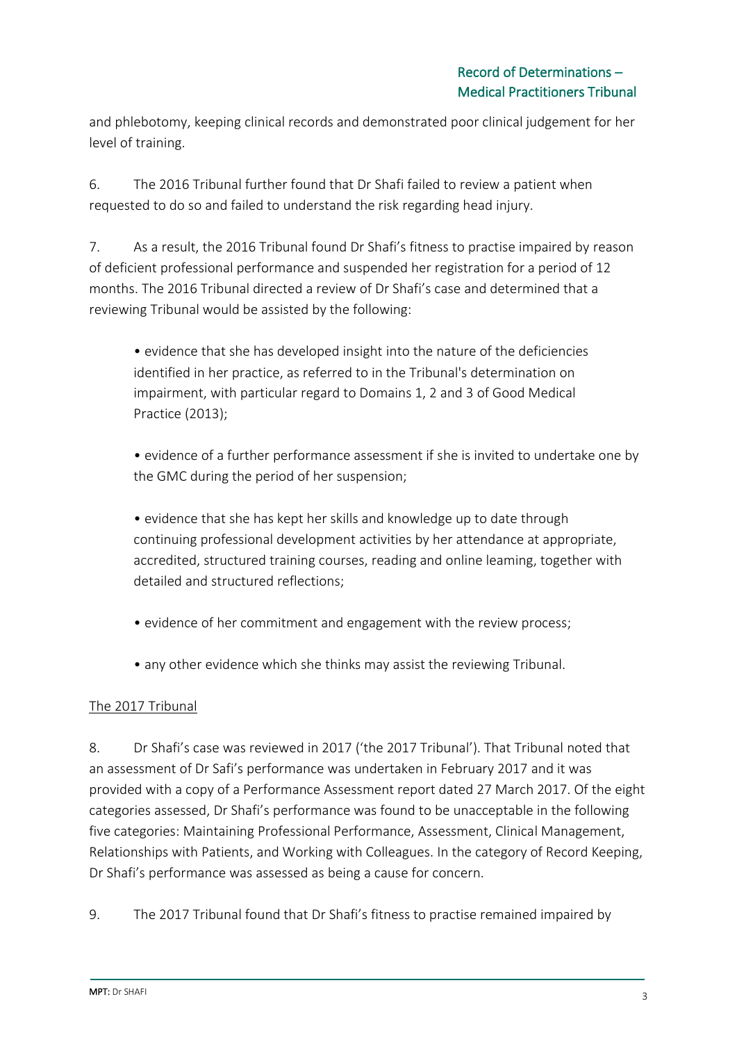and phlebotomy, keeping clinical records and demonstrated poor clinical judgement for her level of training.

6. The 2016 Tribunal further found that Dr Shafi failed to review a patient when requested to do so and failed to understand the risk regarding head injury.

7. As a result, the 2016 Tribunal found Dr Shafi's fitness to practise impaired by reason of deficient professional performance and suspended her registration for a period of 12 months. The 2016 Tribunal directed a review of Dr Shafi's case and determined that a reviewing Tribunal would be assisted by the following:

- evidence that she has developed insight into the nature of the deficiencies identified in her practice, as referred to in the Tribunal's determination on impairment, with particular regard to Domains 1, 2 and 3 of Good Medical Practice (2013);

- evidence of a further performance assessment if she is invited to undertake one by the GMC during the period of her suspension;

- evidence that she has kept her skills and knowledge up to date through continuing professional development activities by her attendance at appropriate, accredited, structured training courses, reading and online leaming, together with detailed and structured reflections;

- evidence of her commitment and engagement with the review process;

- any other evidence which she thinks may assist the reviewing Tribunal.

<u>The 2017 Tribunal</u>

8. Dr Shafi's case was reviewed in 2017 ('the 2017 Tribunal'). That Tribunal noted that an assessment of Dr Safi's performance was undertaken in February 2017 and it was provided with a copy of a Performance Assessment report dated 27 March 2017. Of the eight categories assessed, Dr Shafi's performance was found to be unacceptable in the following five categories: Maintaining Professional Performance, Assessment, Clinical Management, Relationships with Patients, and Working with Colleagues. In the category of Record Keeping, Dr Shafi's performance was assessed as being a cause for concern.

9. The 2017 Tribunal found that Dr Shafi's fitness to practise remained impaired by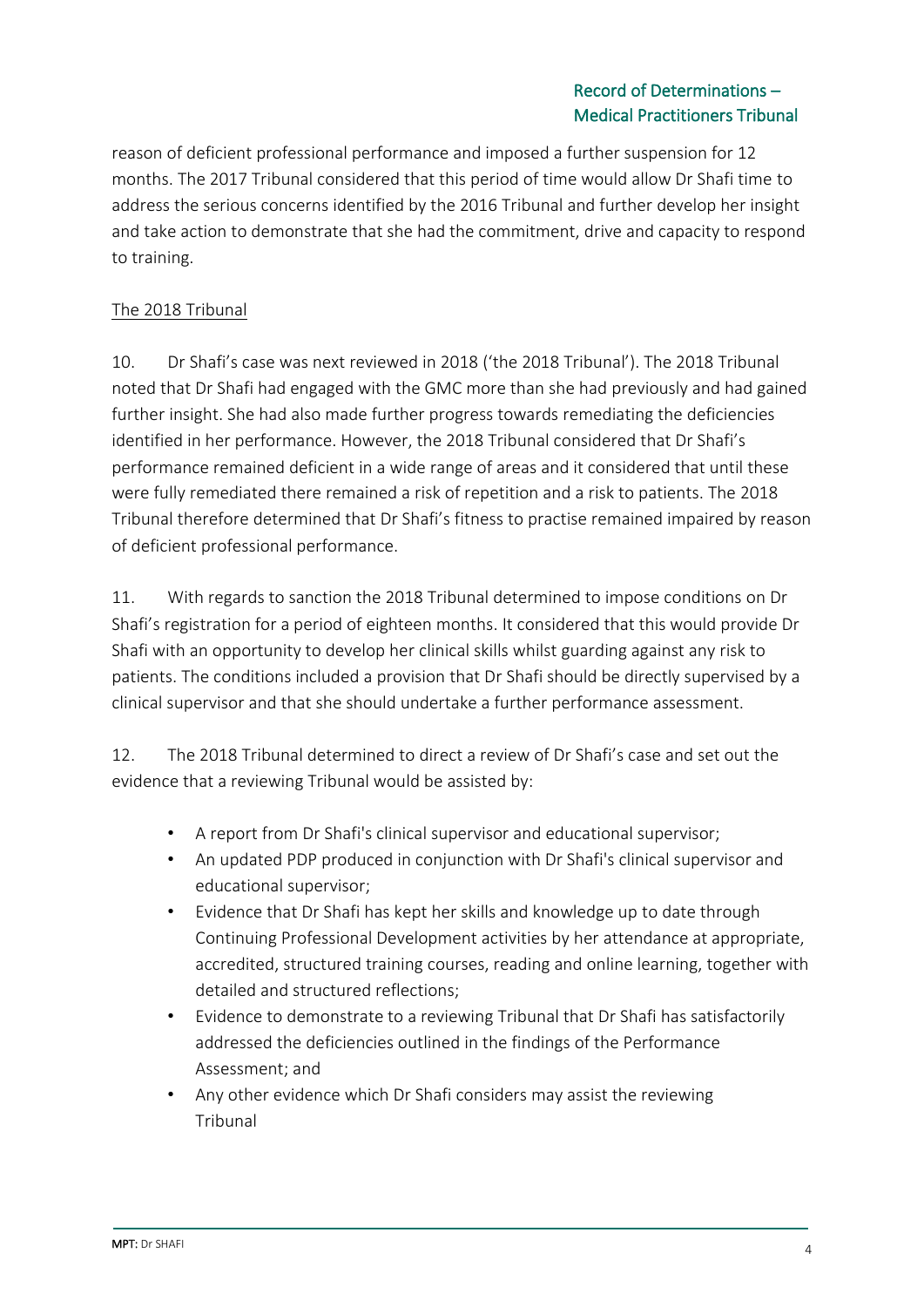reason of deficient professional performance and imposed a further suspension for 12 months. The 2017 Tribunal considered that this period of time would allow Dr Shafi time to address the serious concerns identified by the 2016 Tribunal and further develop her insight and take action to demonstrate that she had the commitment, drive and capacity to respond to training.

The 2018 Tribunal

10. Dr Shafi's case was next reviewed in 2018 ('the 2018 Tribunal'). The 2018 Tribunal noted that Dr Shafi had engaged with the GMC more than she had previously and had gained further insight. She had also made further progress towards remediating the deficiencies identified in her performance. However, the 2018 Tribunal considered that Dr Shafi's performance remained deficient in a wide range of areas and it considered that until these were fully remediated there remained a risk of repetition and a risk to patients. The 2018 Tribunal therefore determined that Dr Shafi's fitness to practise remained impaired by reason of deficient professional performance.

11. With regards to sanction the 2018 Tribunal determined to impose conditions on Dr Shafi's registration for a period of eighteen months. It considered that this would provide Dr Shafi with an opportunity to develop her clinical skills whilst guarding against any risk to patients. The conditions included a provision that Dr Shafi should be directly supervised by a clinical supervisor and that she should undertake a further performance assessment.

12. The 2018 Tribunal determined to direct a review of Dr Shafi's case and set out the evidence that a reviewing Tribunal would be assisted by:

- A report from Dr Shafi's clinical supervisor and educational supervisor;
- An updated PDP produced in conjunction with Dr Shafi's clinical supervisor and educational supervisor;
- Evidence that Dr Shafi has kept her skills and knowledge up to date through Continuing Professional Development activities by her attendance at appropriate, accredited, structured training courses, reading and online learning, together with detailed and structured reflections;
- Evidence to demonstrate to a reviewing Tribunal that Dr Shafi has satisfactorily addressed the deficiencies outlined in the findings of the Performance Assessment; and
- Any other evidence which Dr Shafi considers may assist the reviewing Tribunal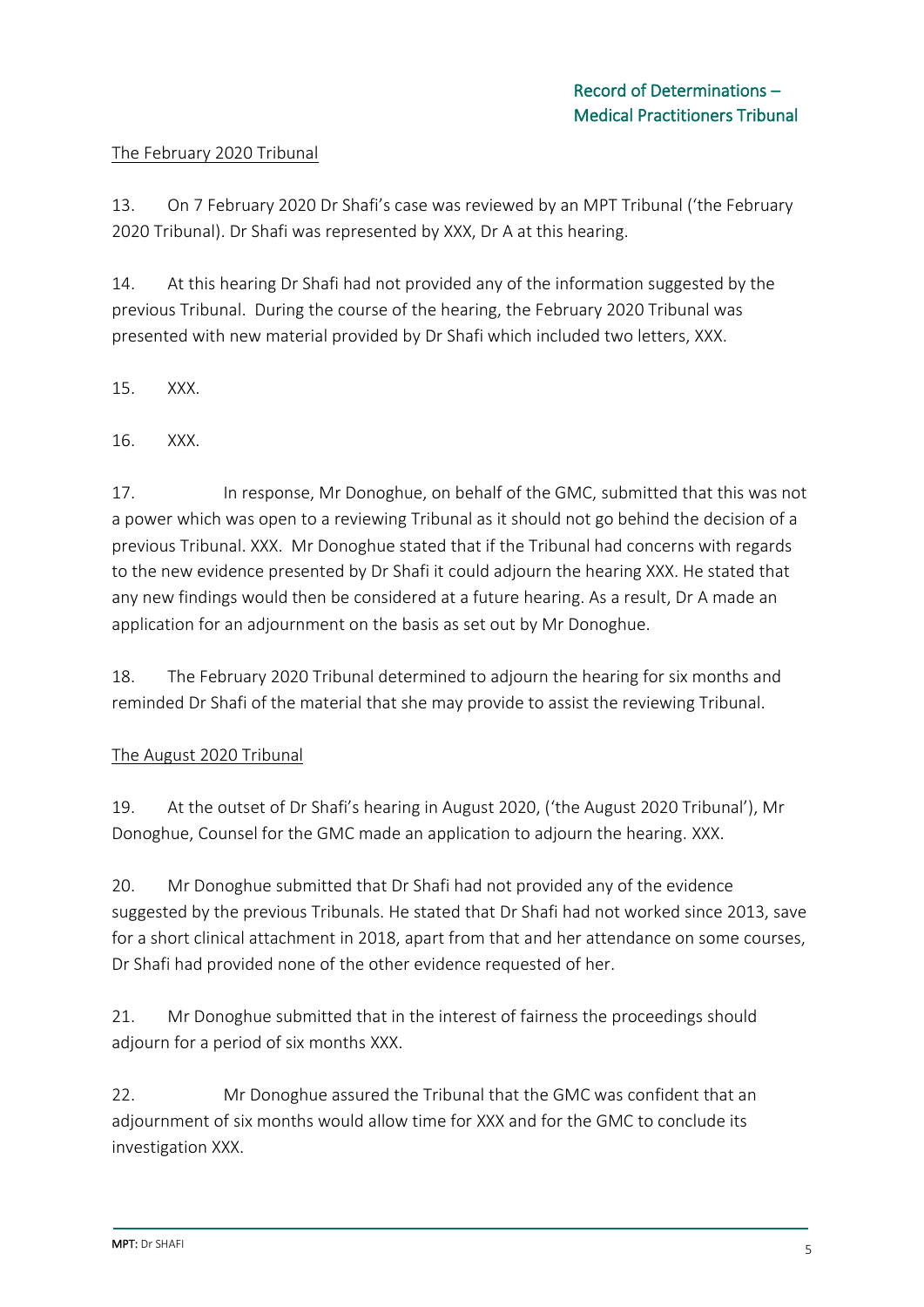The February 2020 Tribunal

13. On 7 February 2020 Dr Shafi's case was reviewed by an MPT Tribunal ('the February 2020 Tribunal). Dr Shafi was represented by XXX, Dr A at this hearing.

14. At this hearing Dr Shafi had not provided any of the information suggested by the previous Tribunal. During the course of the hearing, the February 2020 Tribunal was presented with new material provided by Dr Shafi which included two letters, XXX.

15. XXX.

16. XXX.

17. In response, Mr Donoghue, on behalf of the GMC, submitted that this was not a power which was open to a reviewing Tribunal as it should not go behind the decision of a previous Tribunal. XXX. Mr Donoghue stated that if the Tribunal had concerns with regards to the new evidence presented by Dr Shafi it could adjourn the hearing XXX. He stated that any new findings would then be considered at a future hearing. As a result, Dr A made an application for an adjournment on the basis as set out by Mr Donoghue.

18. The February 2020 Tribunal determined to adjourn the hearing for six months and reminded Dr Shafi of the material that she may provide to assist the reviewing Tribunal.

The August 2020 Tribunal

19. At the outset of Dr Shafi's hearing in August 2020, ('the August 2020 Tribunal'), Mr Donoghue, Counsel for the GMC made an application to adjourn the hearing. XXX.

20. Mr Donoghue submitted that Dr Shafi had not provided any of the evidence suggested by the previous Tribunals. He stated that Dr Shafi had not worked since 2013, save for a short clinical attachment in 2018, apart from that and her attendance on some courses, Dr Shafi had provided none of the other evidence requested of her.

21. Mr Donoghue submitted that in the interest of fairness the proceedings should adjourn for a period of six months XXX.

22. Mr Donoghue assured the Tribunal that the GMC was confident that an adjournment of six months would allow time for XXX and for the GMC to conclude its investigation XXX.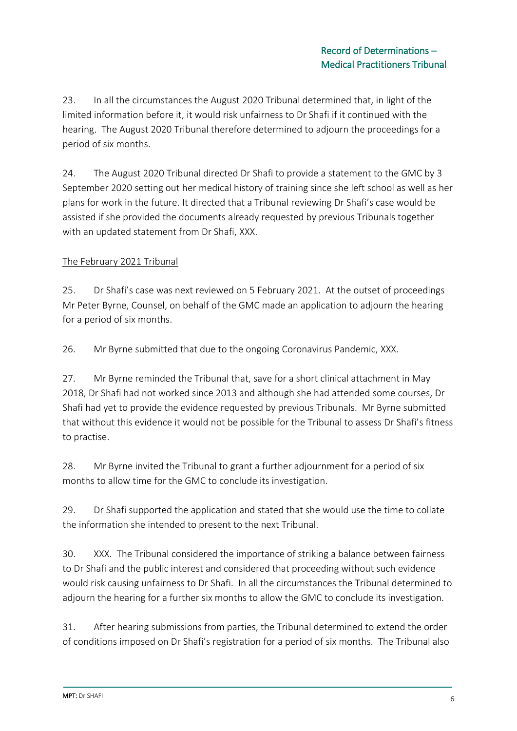23. In all the circumstances the August 2020 Tribunal determined that, in light of the limited information before it, it would risk unfairness to Dr Shafi if it continued with the hearing. The August 2020 Tribunal therefore determined to adjourn the proceedings for a period of six months.

24. The August 2020 Tribunal directed Dr Shafi to provide a statement to the GMC by 3 September 2020 setting out her medical history of training since she left school as well as her plans for work in the future. It directed that a Tribunal reviewing Dr Shafi's case would be assisted if she provided the documents already requested by previous Tribunals together with an updated statement from Dr Shafi, XXX.

The February 2021 Tribunal

25. Dr Shafi's case was next reviewed on 5 February 2021. At the outset of proceedings Mr Peter Byrne, Counsel, on behalf of the GMC made an application to adjourn the hearing for a period of six months.

26. Mr Byrne submitted that due to the ongoing Coronavirus Pandemic, XXX.

27. Mr Byrne reminded the Tribunal that, save for a short clinical attachment in May 2018, Dr Shafi had not worked since 2013 and although she had attended some courses, Dr Shafi had yet to provide the evidence requested by previous Tribunals. Mr Byrne submitted that without this evidence it would not be possible for the Tribunal to assess Dr Shafi's fitness to practise.

28. Mr Byrne invited the Tribunal to grant a further adjournment for a period of six months to allow time for the GMC to conclude its investigation.

29. Dr Shafi supported the application and stated that she would use the time to collate the information she intended to present to the next Tribunal.

30. XXX. The Tribunal considered the importance of striking a balance between fairness to Dr Shafi and the public interest and considered that proceeding without such evidence would risk causing unfairness to Dr Shafi. In all the circumstances the Tribunal determined to adjourn the hearing for a further six months to allow the GMC to conclude its investigation.

31. After hearing submissions from parties, the Tribunal determined to extend the order of conditions imposed on Dr Shafi's registration for a period of six months. The Tribunal also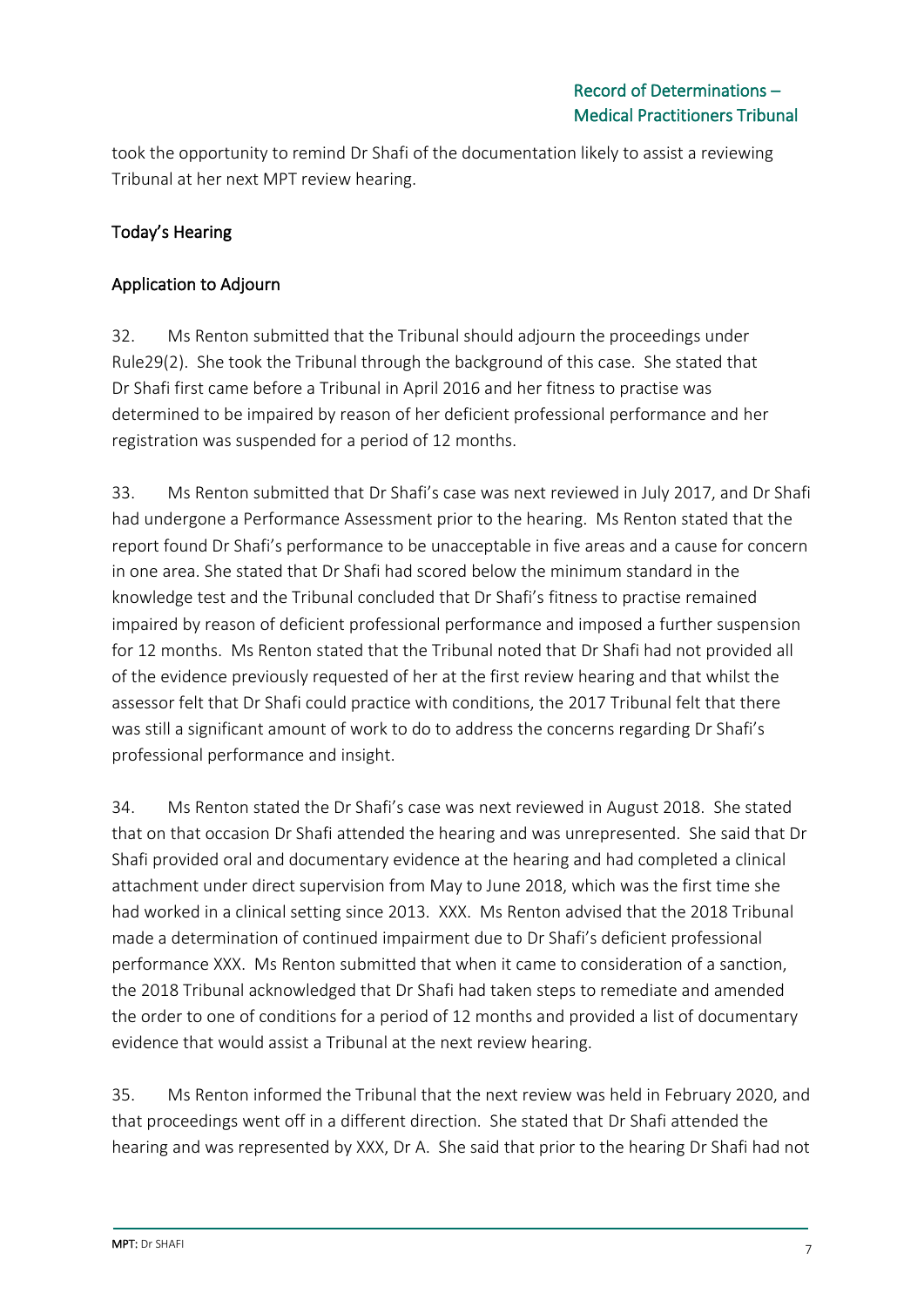took the opportunity to remind Dr Shafi of the documentation likely to assist a reviewing Tribunal at her next MPT review hearing.

## Today's Hearing

### Application to Adjourn

32. Ms Renton submitted that the Tribunal should adjourn the proceedings under Rule29(2). She took the Tribunal through the background of this case. She stated that Dr Shafi first came before a Tribunal in April 2016 and her fitness to practise was determined to be impaired by reason of her deficient professional performance and her registration was suspended for a period of 12 months.

33. Ms Renton submitted that Dr Shafi's case was next reviewed in July 2017, and Dr Shafi had undergone a Performance Assessment prior to the hearing. Ms Renton stated that the report found Dr Shafi's performance to be unacceptable in five areas and a cause for concern in one area. She stated that Dr Shafi had scored below the minimum standard in the knowledge test and the Tribunal concluded that Dr Shafi's fitness to practise remained impaired by reason of deficient professional performance and imposed a further suspension for 12 months. Ms Renton stated that the Tribunal noted that Dr Shafi had not provided all of the evidence previously requested of her at the first review hearing and that whilst the assessor felt that Dr Shafi could practice with conditions, the 2017 Tribunal felt that there was still a significant amount of work to do to address the concerns regarding Dr Shafi's professional performance and insight.

34. Ms Renton stated the Dr Shafi's case was next reviewed in August 2018. She stated that on that occasion Dr Shafi attended the hearing and was unrepresented. She said that Dr Shafi provided oral and documentary evidence at the hearing and had completed a clinical attachment under direct supervision from May to June 2018, which was the first time she had worked in a clinical setting since 2013. XXX. Ms Renton advised that the 2018 Tribunal made a determination of continued impairment due to Dr Shafi's deficient professional performance XXX. Ms Renton submitted that when it came to consideration of a sanction, the 2018 Tribunal acknowledged that Dr Shafi had taken steps to remediate and amended the order to one of conditions for a period of 12 months and provided a list of documentary evidence that would assist a Tribunal at the next review hearing.

35. Ms Renton informed the Tribunal that the next review was held in February 2020, and that proceedings went off in a different direction. She stated that Dr Shafi attended the hearing and was represented by XXX, Dr A. She said that prior to the hearing Dr Shafi had not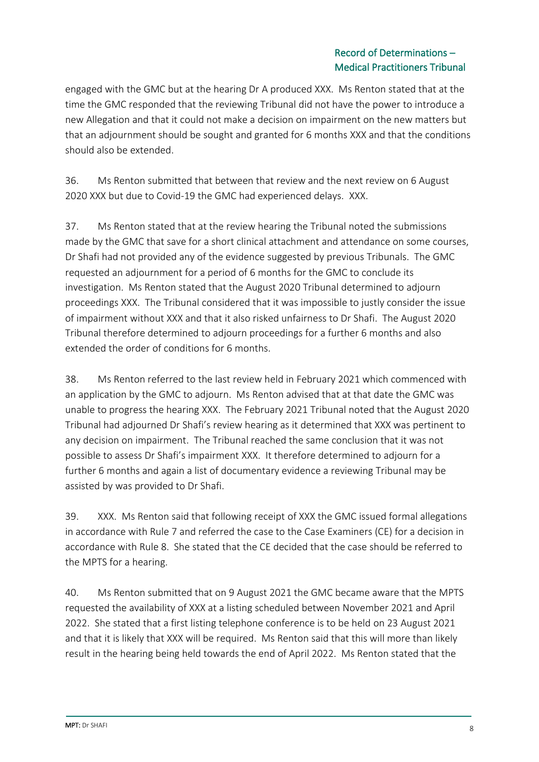engaged with the GMC but at the hearing Dr A produced XXX. Ms Renton stated that at the time the GMC responded that the reviewing Tribunal did not have the power to introduce a new Allegation and that it could not make a decision on impairment on the new matters but that an adjournment should be sought and granted for 6 months XXX and that the conditions should also be extended.

36. Ms Renton submitted that between that review and the next review on 6 August 2020 XXX but due to Covid-19 the GMC had experienced delays. XXX.

37. Ms Renton stated that at the review hearing the Tribunal noted the submissions made by the GMC that save for a short clinical attachment and attendance on some courses, Dr Shafi had not provided any of the evidence suggested by previous Tribunals. The GMC requested an adjournment for a period of 6 months for the GMC to conclude its investigation. Ms Renton stated that the August 2020 Tribunal determined to adjourn proceedings XXX. The Tribunal considered that it was impossible to justly consider the issue of impairment without XXX and that it also risked unfairness to Dr Shafi. The August 2020 Tribunal therefore determined to adjourn proceedings for a further 6 months and also extended the order of conditions for 6 months.

38. Ms Renton referred to the last review held in February 2021 which commenced with an application by the GMC to adjourn. Ms Renton advised that at that date the GMC was unable to progress the hearing XXX. The February 2021 Tribunal noted that the August 2020 Tribunal had adjourned Dr Shafi's review hearing as it determined that XXX was pertinent to any decision on impairment. The Tribunal reached the same conclusion that it was not possible to assess Dr Shafi's impairment XXX. It therefore determined to adjourn for a further 6 months and again a list of documentary evidence a reviewing Tribunal may be assisted by was provided to Dr Shafi.

39. XXX. Ms Renton said that following receipt of XXX the GMC issued formal allegations in accordance with Rule 7 and referred the case to the Case Examiners (CE) for a decision in accordance with Rule 8. She stated that the CE decided that the case should be referred to the MPTS for a hearing.

40. Ms Renton submitted that on 9 August 2021 the GMC became aware that the MPTS requested the availability of XXX at a listing scheduled between November 2021 and April 2022. She stated that a first listing telephone conference is to be held on 23 August 2021 and that it is likely that XXX will be required. Ms Renton said that this will more than likely result in the hearing being held towards the end of April 2022. Ms Renton stated that the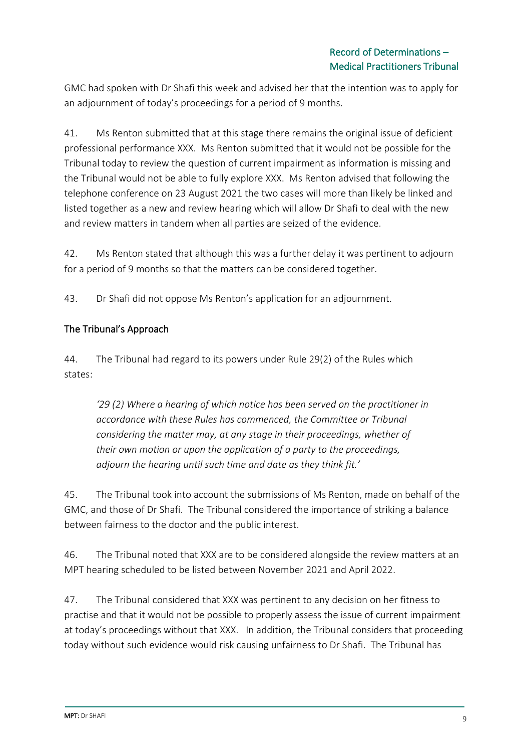GMC had spoken with Dr Shafi this week and advised her that the intention was to apply for an adjournment of today's proceedings for a period of 9 months.

41. Ms Renton submitted that at this stage there remains the original issue of deficient professional performance XXX. Ms Renton submitted that it would not be possible for the Tribunal today to review the question of current impairment as information is missing and the Tribunal would not be able to fully explore XXX. Ms Renton advised that following the telephone conference on 23 August 2021 the two cases will more than likely be linked and listed together as a new and review hearing which will allow Dr Shafi to deal with the new and review matters in tandem when all parties are seized of the evidence.

42. Ms Renton stated that although this was a further delay it was pertinent to adjourn for a period of 9 months so that the matters can be considered together.

43. Dr Shafi did not oppose Ms Renton's application for an adjournment.

## The Tribunal's Approach

44. The Tribunal had regard to its powers under Rule 29(2) of the Rules which states:

> *'29 (2) Where a hearing of which notice has been served on the practitioner in accordance with these Rules has commenced, the Committee or Tribunal considering the matter may, at any stage in their proceedings, whether of their own motion or upon the application of a party to the proceedings, adjourn the hearing until such time and date as they think fit.'*

45. The Tribunal took into account the submissions of Ms Renton, made on behalf of the GMC, and those of Dr Shafi. The Tribunal considered the importance of striking a balance between fairness to the doctor and the public interest.

46. The Tribunal noted that XXX are to be considered alongside the review matters at an MPT hearing scheduled to be listed between November 2021 and April 2022.

47. The Tribunal considered that XXX was pertinent to any decision on her fitness to practise and that it would not be possible to properly assess the issue of current impairment at today's proceedings without that XXX. In addition, the Tribunal considers that proceeding today without such evidence would risk causing unfairness to Dr Shafi. The Tribunal has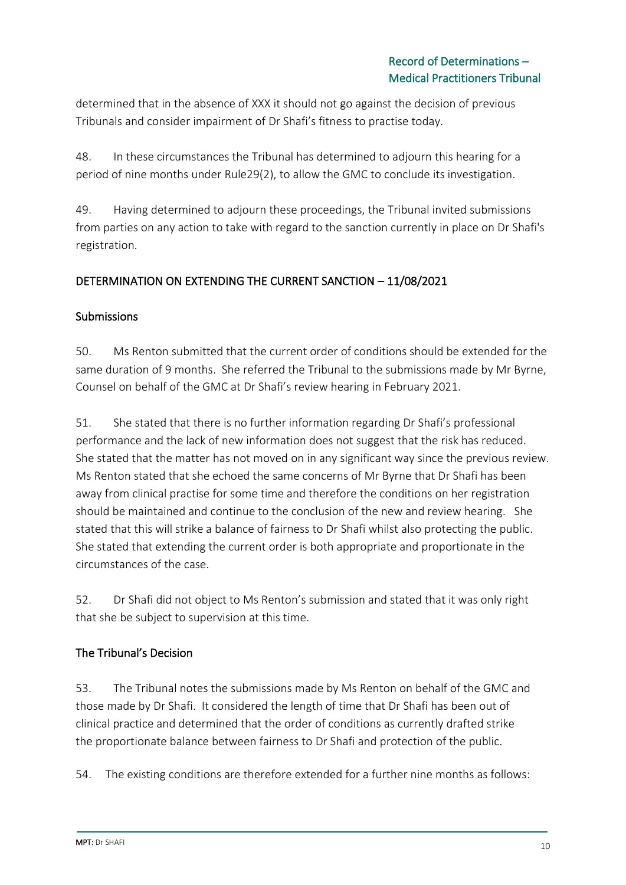determined that in the absence of XXX it should not go against the decision of previous Tribunals and consider impairment of Dr Shafi's fitness to practise today.

48. In these circumstances the Tribunal has determined to adjourn this hearing for a period of nine months under Rule29(2), to allow the GMC to conclude its investigation.

49. Having determined to adjourn these proceedings, the Tribunal invited submissions from parties on any action to take with regard to the sanction currently in place on Dr Shafi's registration.

## DETERMINATION ON EXTENDING THE CURRENT SANCTION – 11/08/2021

### Submissions

50. Ms Renton submitted that the current order of conditions should be extended for the same duration of 9 months. She referred the Tribunal to the submissions made by Mr Byrne, Counsel on behalf of the GMC at Dr Shafi's review hearing in February 2021.

51. She stated that there is no further information regarding Dr Shafi's professional performance and the lack of new information does not suggest that the risk has reduced. She stated that the matter has not moved on in any significant way since the previous review. Ms Renton stated that she echoed the same concerns of Mr Byrne that Dr Shafi has been away from clinical practise for some time and therefore the conditions on her registration should be maintained and continue to the conclusion of the new and review hearing. She stated that this will strike a balance of fairness to Dr Shafi whilst also protecting the public. She stated that extending the current order is both appropriate and proportionate in the circumstances of the case.

52. Dr Shafi did not object to Ms Renton's submission and stated that it was only right that she be subject to supervision at this time.

### The Tribunal's Decision

53. The Tribunal notes the submissions made by Ms Renton on behalf of the GMC and those made by Dr Shafi. It considered the length of time that Dr Shafi has been out of clinical practice and determined that the order of conditions as currently drafted strike the proportionate balance between fairness to Dr Shafi and protection of the public.

54. The existing conditions are therefore extended for a further nine months as follows: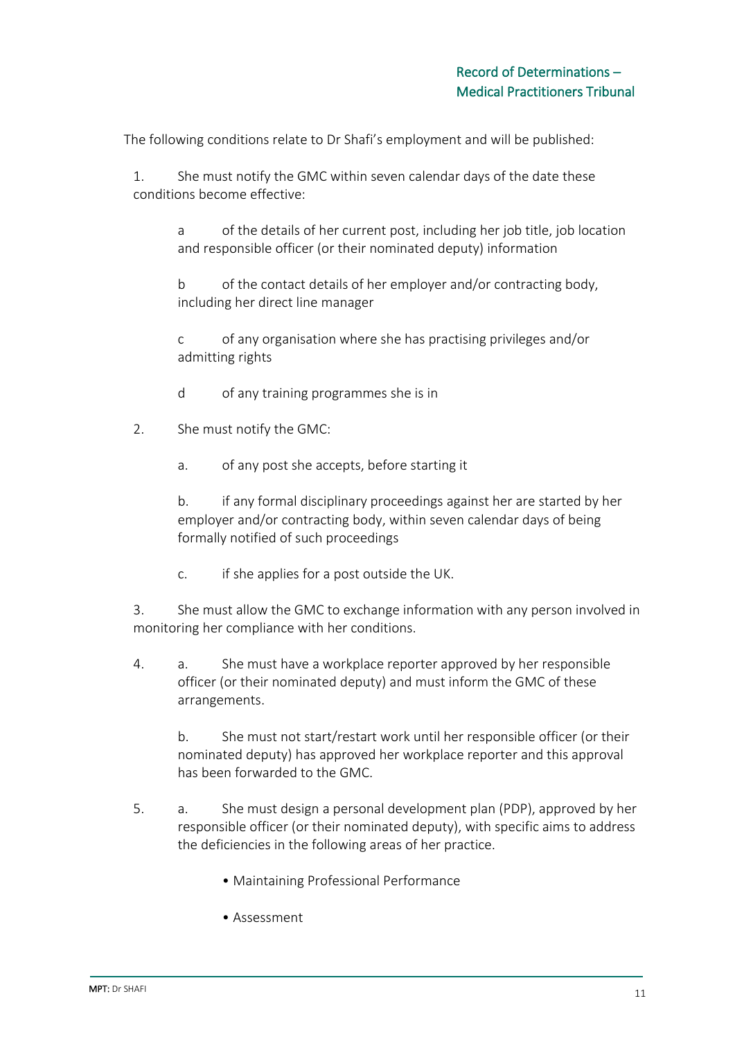The following conditions relate to Dr Shafi's employment and will be published:

1. She must notify the GMC within seven calendar days of the date these conditions become effective:

   a. of the details of her current post, including her job title, job location and responsible officer (or their nominated deputy) information

   b. of the contact details of her employer and/or contracting body, including her direct line manager

   c. of any organisation where she has practising privileges and/or admitting rights

   d. of any training programmes she is in

2. She must notify the GMC:

   a. of any post she accepts, before starting it

   b. if any formal disciplinary proceedings against her are started by her employer and/or contracting body, within seven calendar days of being formally notified of such proceedings

   c. if she applies for a post outside the UK.

3. She must allow the GMC to exchange information with any person involved in monitoring her compliance with her conditions.

4. a. She must have a workplace reporter approved by her responsible officer (or their nominated deputy) and must inform the GMC of these arrangements.

   b. She must not start/restart work until her responsible officer (or their nominated deputy) has approved her workplace reporter and this approval has been forwarded to the GMC.

5. a. She must design a personal development plan (PDP), approved by her responsible officer (or their nominated deputy), with specific aims to address the deficiencies in the following areas of her practice.

   - Maintaining Professional Performance
   - Assessment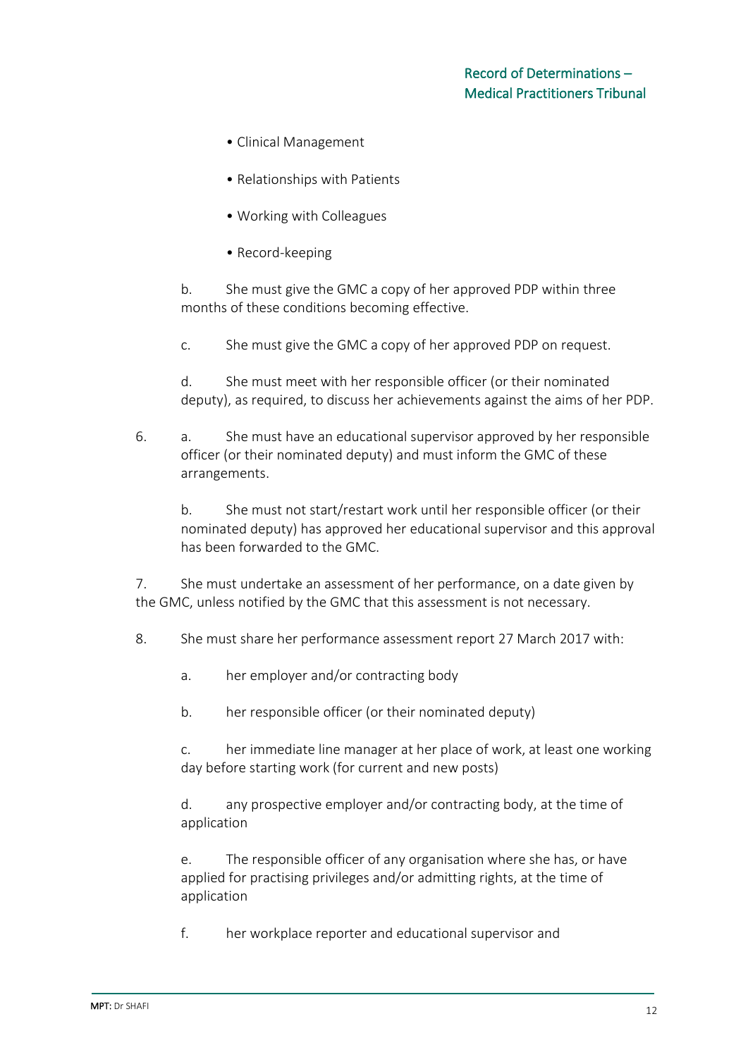- Clinical Management
- Relationships with Patients
- Working with Colleagues
- Record-keeping

b. She must give the GMC a copy of her approved PDP within three months of these conditions becoming effective.

c. She must give the GMC a copy of her approved PDP on request.

d. She must meet with her responsible officer (or their nominated deputy), as required, to discuss her achievements against the aims of her PDP.

6. a. She must have an educational supervisor approved by her responsible officer (or their nominated deputy) and must inform the GMC of these arrangements.

   b. She must not start/restart work until her responsible officer (or their nominated deputy) has approved her educational supervisor and this approval has been forwarded to the GMC.

7. She must undertake an assessment of her performance, on a date given by the GMC, unless notified by the GMC that this assessment is not necessary.

8. She must share her performance assessment report 27 March 2017 with:

   a. her employer and/or contracting body

   b. her responsible officer (or their nominated deputy)

   c. her immediate line manager at her place of work, at least one working day before starting work (for current and new posts)

   d. any prospective employer and/or contracting body, at the time of application

   e. The responsible officer of any organisation where she has, or have applied for practising privileges and/or admitting rights, at the time of application

   f. her workplace reporter and educational supervisor and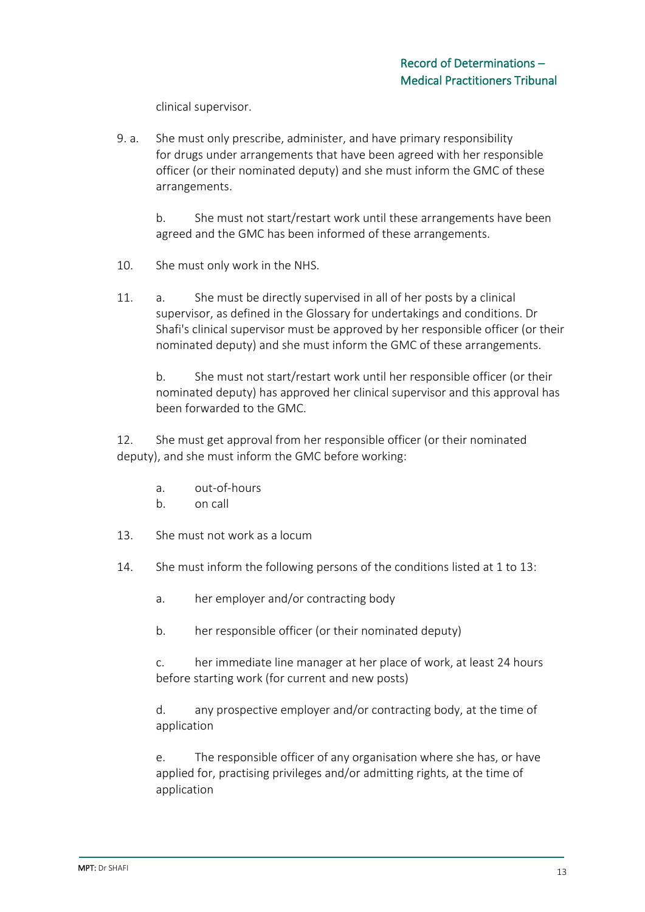clinical supervisor.

9. a. She must only prescribe, administer, and have primary responsibility for drugs under arrangements that have been agreed with her responsible officer (or their nominated deputy) and she must inform the GMC of these arrangements.

   b. She must not start/restart work until these arrangements have been agreed and the GMC has been informed of these arrangements.

10. She must only work in the NHS.

11. a. She must be directly supervised in all of her posts by a clinical supervisor, as defined in the Glossary for undertakings and conditions. Dr Shafi's clinical supervisor must be approved by her responsible officer (or their nominated deputy) and she must inform the GMC of these arrangements.

    b. She must not start/restart work until her responsible officer (or their nominated deputy) has approved her clinical supervisor and this approval has been forwarded to the GMC.

12. She must get approval from her responsible officer (or their nominated deputy), and she must inform the GMC before working:

    a. out-of-hours
    b. on call

13. She must not work as a locum

14. She must inform the following persons of the conditions listed at 1 to 13:

    a. her employer and/or contracting body

    b. her responsible officer (or their nominated deputy)

    c. her immediate line manager at her place of work, at least 24 hours before starting work (for current and new posts)

    d. any prospective employer and/or contracting body, at the time of application

    e. The responsible officer of any organisation where she has, or have applied for, practising privileges and/or admitting rights, at the time of application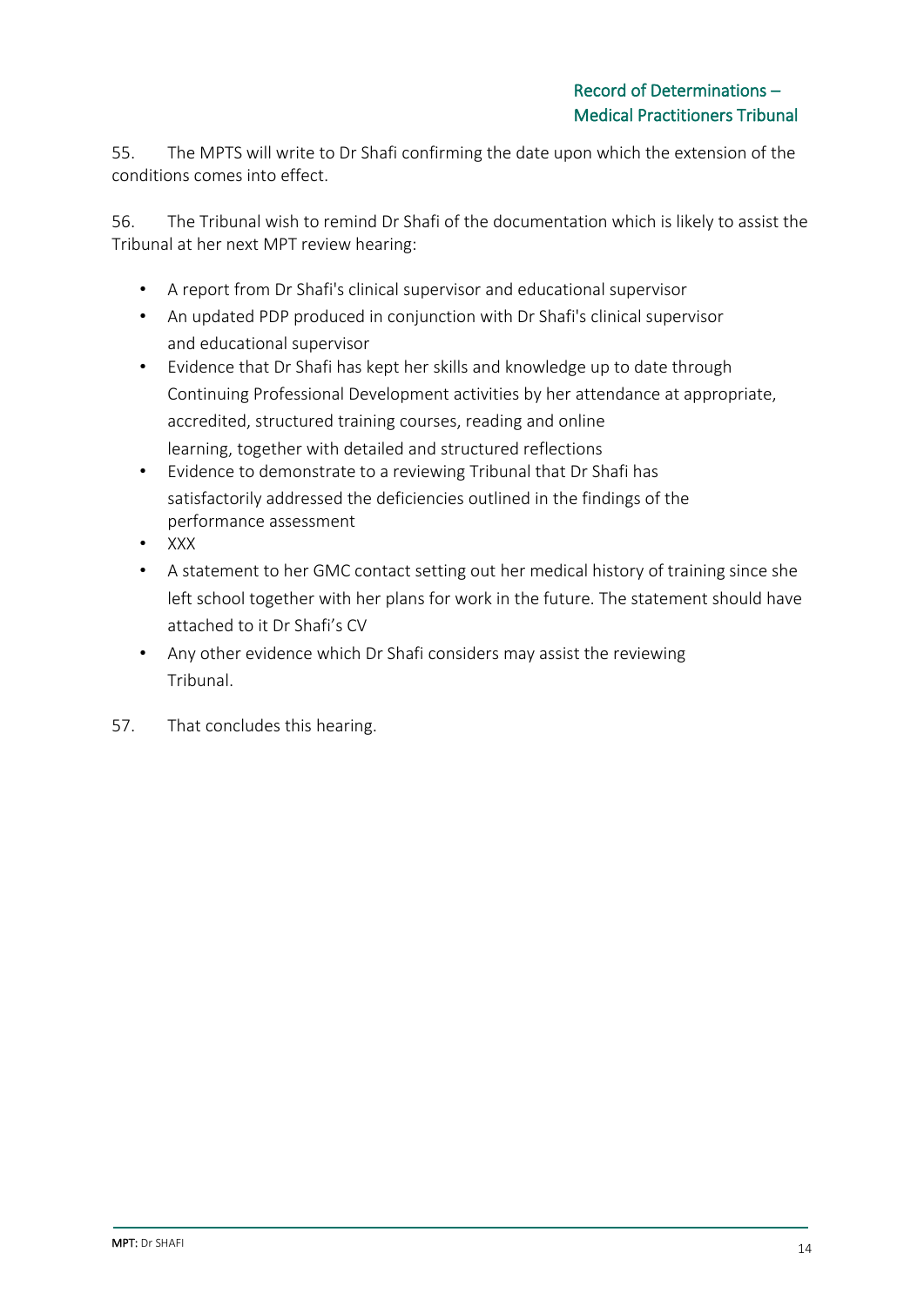55. The MPTS will write to Dr Shafi confirming the date upon which the extension of the conditions comes into effect.

56. The Tribunal wish to remind Dr Shafi of the documentation which is likely to assist the Tribunal at her next MPT review hearing:

- A report from Dr Shafi's clinical supervisor and educational supervisor
- An updated PDP produced in conjunction with Dr Shafi's clinical supervisor and educational supervisor
- Evidence that Dr Shafi has kept her skills and knowledge up to date through Continuing Professional Development activities by her attendance at appropriate, accredited, structured training courses, reading and online learning, together with detailed and structured reflections
- Evidence to demonstrate to a reviewing Tribunal that Dr Shafi has satisfactorily addressed the deficiencies outlined in the findings of the performance assessment
- XXX
- A statement to her GMC contact setting out her medical history of training since she left school together with her plans for work in the future. The statement should have attached to it Dr Shafi's CV
- Any other evidence which Dr Shafi considers may assist the reviewing Tribunal.

57. That concludes this hearing.